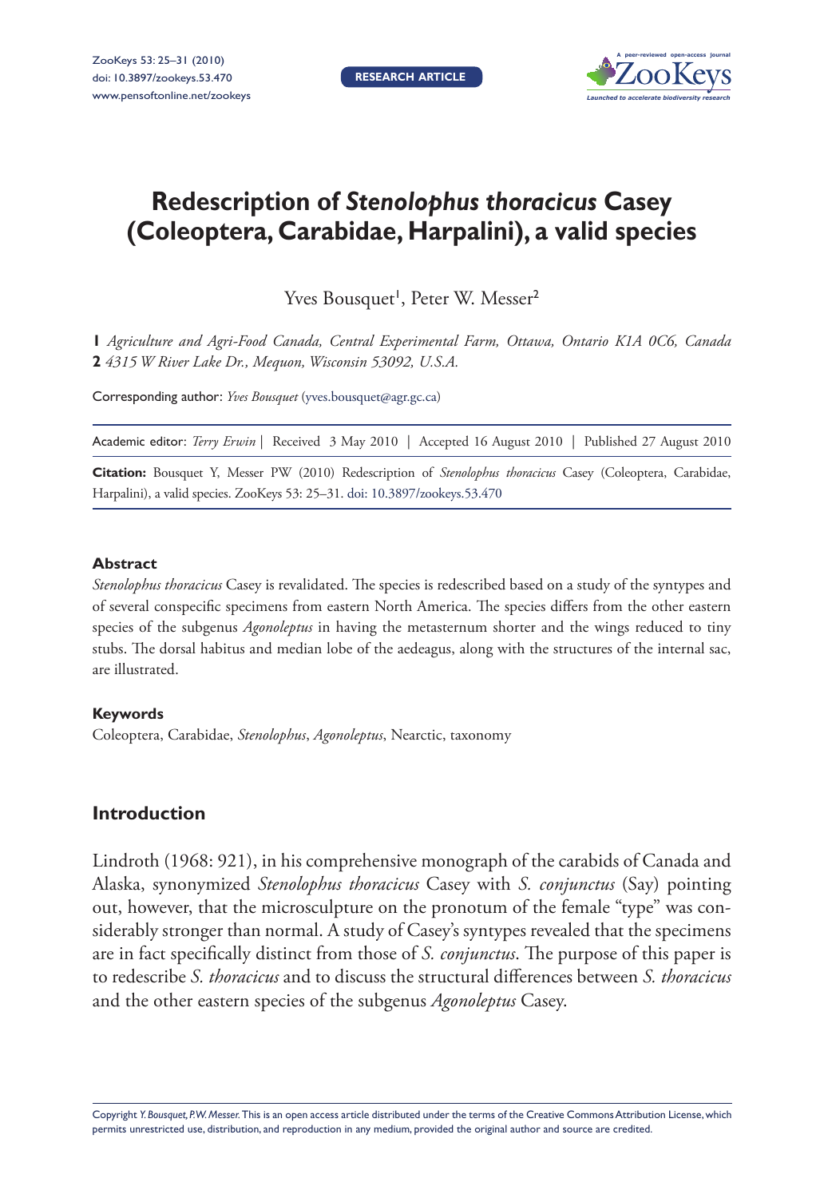# Redescription of *Stenolophus thoracicus* Casey (Coleoptera, Carabidae, Harpalini), a valid species

Yves Bousquet[1], Peter W. Messer[2]

**1** *Agriculture and Agri-Food Canada, Central Experimental Farm, Ottawa, Ontario K1A 0C6, Canada*
**2** *4315 W River Lake Dr., Mequon, Wisconsin 53092, U.S.A.*

Corresponding author: *Yves Bousquet* (yves.bousquet@agr.gc.ca)

Academic editor: *Terry Erwin* | Received 3 May 2010 | Accepted 16 August 2010 | Published 27 August 2010

**Citation:** Bousquet Y, Messer PW (2010) Redescription of *Stenolophus thoracicus* Casey (Coleoptera, Carabidae, Harpalini), a valid species. ZooKeys 53: 25–31. doi: 10.3897/zookeys.53.470

## Abstract

*Stenolophus thoracicus* Casey is revalidated. The species is redescribed based on a study of the syntypes and of several conspecific specimens from eastern North America. The species differs from the other eastern species of the subgenus *Agonoleptus* in having the metasternum shorter and the wings reduced to tiny stubs. The dorsal habitus and median lobe of the aedeagus, along with the structures of the internal sac, are illustrated.

## Keywords

Coleoptera, Carabidae, *Stenolophus*, *Agonoleptus*, Nearctic, taxonomy

## Introduction

Lindroth (1968: 921), in his comprehensive monograph of the carabids of Canada and Alaska, synonymized *Stenolophus thoracicus* Casey with *S. conjunctus* (Say) pointing out, however, that the microsculpture on the pronotum of the female "type" was considerably stronger than normal. A study of Casey's syntypes revealed that the specimens are in fact specifically distinct from those of *S. conjunctus*. The purpose of this paper is to redescribe *S. thoracicus* and to discuss the structural differences between *S. thoracicus* and the other eastern species of the subgenus *Agonoleptus* Casey.

Copyright *Y. Bousquet, P.W. Messer.* This is an open access article distributed under the terms of the Creative Commons Attribution License, which permits unrestricted use, distribution, and reproduction in any medium, provided the original author and source are credited.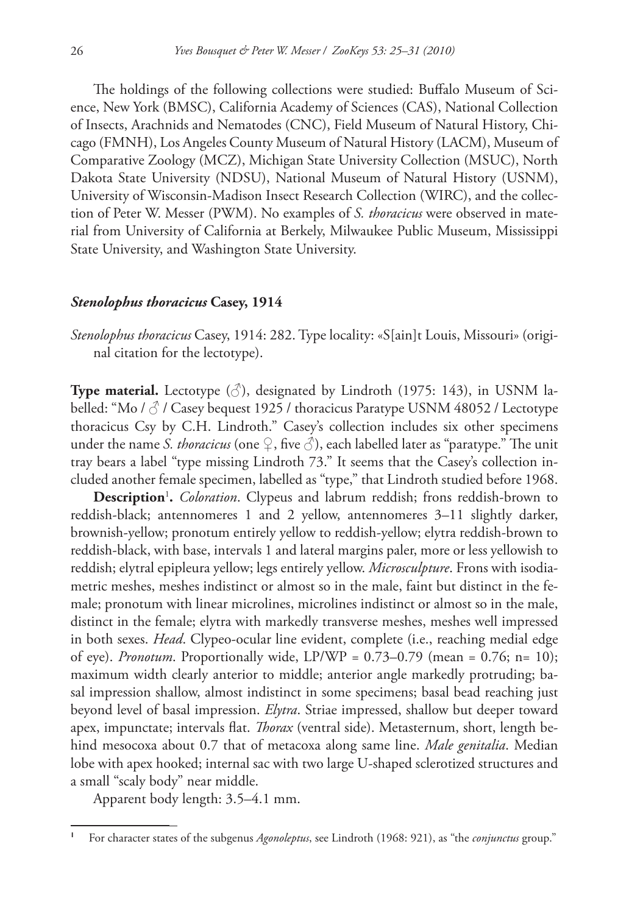The holdings of the following collections were studied: Buffalo Museum of Science, New York (BMSC), California Academy of Sciences (CAS), National Collection of Insects, Arachnids and Nematodes (CNC), Field Museum of Natural History, Chicago (FMNH), Los Angeles County Museum of Natural History (LACM), Museum of Comparative Zoology (MCZ), Michigan State University Collection (MSUC), North Dakota State University (NDSU), National Museum of Natural History (USNM), University of Wisconsin-Madison Insect Research Collection (WIRC), and the collection of Peter W. Messer (PWM). No examples of *S. thoracicus* were observed in material from University of California at Berkely, Milwaukee Public Museum, Mississippi State University, and Washington State University.

### *Stenolophus thoracicus* Casey, 1914

*Stenolophus thoracicus* Casey, 1914: 282. Type locality: «S[ain]t Louis, Missouri» (original citation for the lectotype).

**Type material.** Lectotype (♂), designated by Lindroth (1975: 143), in USNM labelled: "Mo / ♂ / Casey bequest 1925 / thoracicus Paratype USNM 48052 / Lectotype thoracicus Csy by C.H. Lindroth." Casey's collection includes six other specimens under the name *S. thoracicus* (one ♀, five ♂), each labelled later as "paratype." The unit tray bears a label "type missing Lindroth 73." It seems that the Casey's collection included another female specimen, labelled as "type," that Lindroth studied before 1968.

**Description**[1]**.** *Coloration*. Clypeus and labrum reddish; frons reddish-brown to reddish-black; antennomeres 1 and 2 yellow, antennomeres 3–11 slightly darker, brownish-yellow; pronotum entirely yellow to reddish-yellow; elytra reddish-brown to reddish-black, with base, intervals 1 and lateral margins paler, more or less yellowish to reddish; elytral epipleura yellow; legs entirely yellow. *Microsculpture*. Frons with isodiametric meshes, meshes indistinct or almost so in the male, faint but distinct in the female; pronotum with linear microlines, microlines indistinct or almost so in the male, distinct in the female; elytra with markedly transverse meshes, meshes well impressed in both sexes. *Head*. Clypeo-ocular line evident, complete (i.e., reaching medial edge of eye). *Pronotum*. Proportionally wide, LP/WP = 0.73–0.79 (mean = 0.76; n= 10); maximum width clearly anterior to middle; anterior angle markedly protruding; basal impression shallow, almost indistinct in some specimens; basal bead reaching just beyond level of basal impression. *Elytra*. Striae impressed, shallow but deeper toward apex, impunctate; intervals flat. *Thorax* (ventral side). Metasternum, short, length behind mesocoxa about 0.7 that of metacoxa along same line. *Male genitalia*. Median lobe with apex hooked; internal sac with two large U-shaped sclerotized structures and a small "scaly body" near middle.

Apparent body length: 3.5–4.1 mm.

---

[1] For character states of the subgenus *Agonoleptus*, see Lindroth (1968: 921), as "the *conjunctus* group."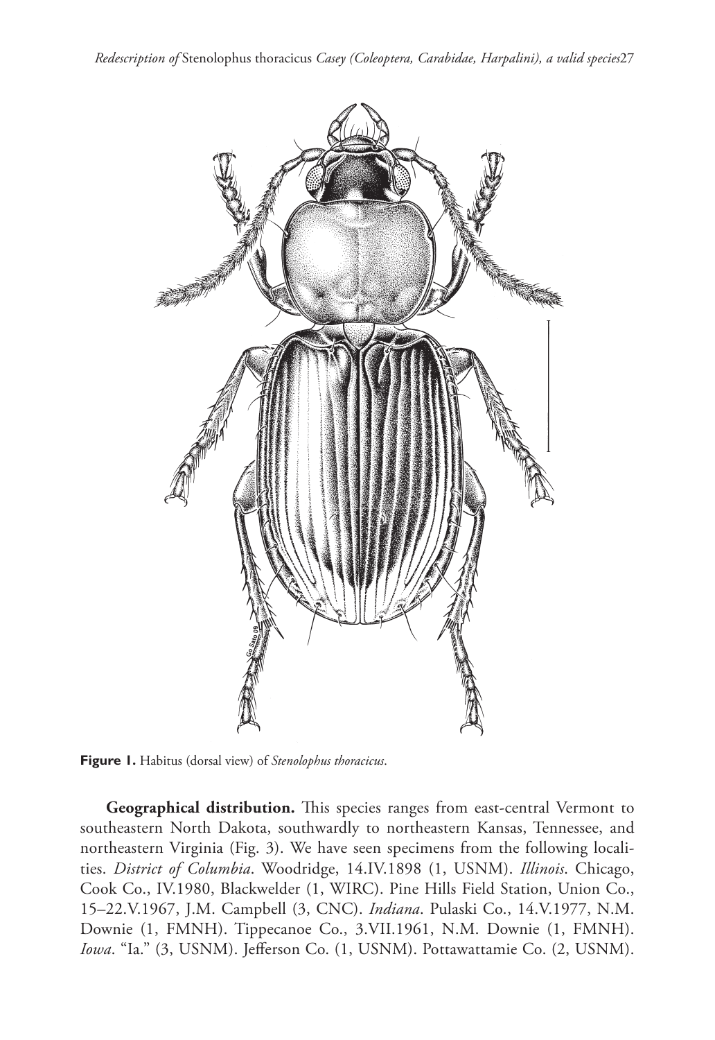**Figure 1.** Habitus (dorsal view) of *Stenolophus thoracicus*.

**Geographical distribution.** This species ranges from east-central Vermont to southeastern North Dakota, southwardly to northeastern Kansas, Tennessee, and northeastern Virginia (Fig. 3). We have seen specimens from the following localities. *District of Columbia*. Woodridge, 14.IV.1898 (1, USNM). *Illinois*. Chicago, Cook Co., IV.1980, Blackwelder (1, WIRC). Pine Hills Field Station, Union Co., 15–22.V.1967, J.M. Campbell (3, CNC). *Indiana*. Pulaski Co., 14.V.1977, N.M. Downie (1, FMNH). Tippecanoe Co., 3.VII.1961, N.M. Downie (1, FMNH). *Iowa*. "Ia." (3, USNM). Jefferson Co. (1, USNM). Pottawattamie Co. (2, USNM).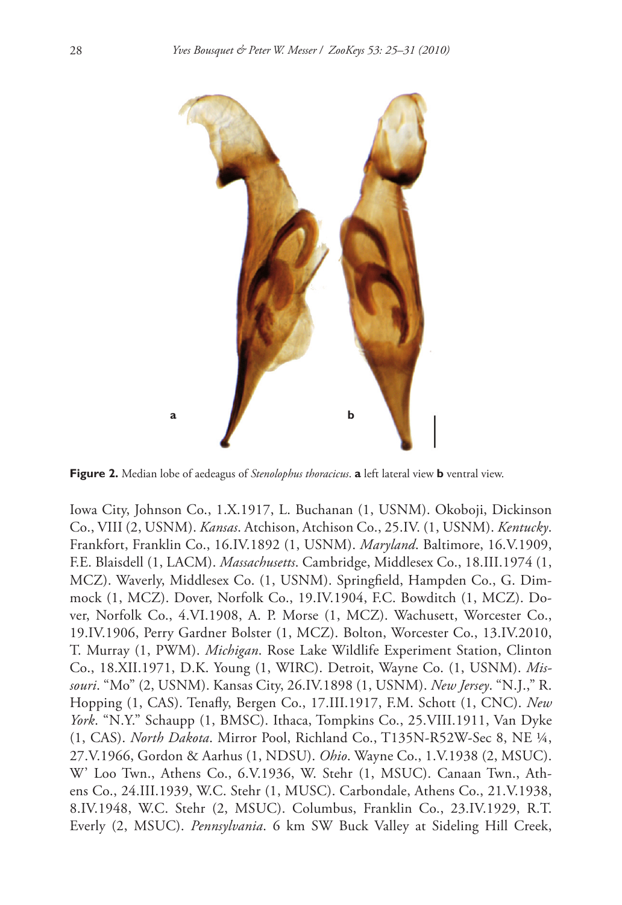**Figure 2.** Median lobe of aedeagus of *Stenolophus thoracicus*. **a** left lateral view **b** ventral view.

Iowa City, Johnson Co., 1.X.1917, L. Buchanan (1, USNM). Okoboji, Dickinson Co., VIII (2, USNM). *Kansas*. Atchison, Atchison Co., 25.IV. (1, USNM). *Kentucky*. Frankfort, Franklin Co., 16.IV.1892 (1, USNM). *Maryland*. Baltimore, 16.V.1909, F.E. Blaisdell (1, LACM). *Massachusetts*. Cambridge, Middlesex Co., 18.III.1974 (1, MCZ). Waverly, Middlesex Co. (1, USNM). Springfield, Hampden Co., G. Dimmock (1, MCZ). Dover, Norfolk Co., 19.IV.1904, F.C. Bowditch (1, MCZ). Dover, Norfolk Co., 4.VI.1908, A. P. Morse (1, MCZ). Wachusett, Worcester Co., 19.IV.1906, Perry Gardner Bolster (1, MCZ). Bolton, Worcester Co., 13.IV.2010, T. Murray (1, PWM). *Michigan*. Rose Lake Wildlife Experiment Station, Clinton Co., 18.XII.1971, D.K. Young (1, WIRC). Detroit, Wayne Co. (1, USNM). *Missouri*. "Mo" (2, USNM). Kansas City, 26.IV.1898 (1, USNM). *New Jersey*. "N.J.," R. Hopping (1, CAS). Tenafly, Bergen Co., 17.III.1917, F.M. Schott (1, CNC). *New York*. "N.Y." Schaupp (1, BMSC). Ithaca, Tompkins Co., 25.VIII.1911, Van Dyke (1, CAS). *North Dakota*. Mirror Pool, Richland Co., T135N-R52W-Sec 8, NE ¼, 27.V.1966, Gordon & Aarhus (1, NDSU). *Ohio*. Wayne Co., 1.V.1938 (2, MSUC). W' Loo Twn., Athens Co., 6.V.1936, W. Stehr (1, MSUC). Canaan Twn., Athens Co., 24.III.1939, W.C. Stehr (1, MUSC). Carbondale, Athens Co., 21.V.1938, 8.IV.1948, W.C. Stehr (2, MSUC). Columbus, Franklin Co., 23.IV.1929, R.T. Everly (2, MSUC). *Pennsylvania*. 6 km SW Buck Valley at Sideling Hill Creek,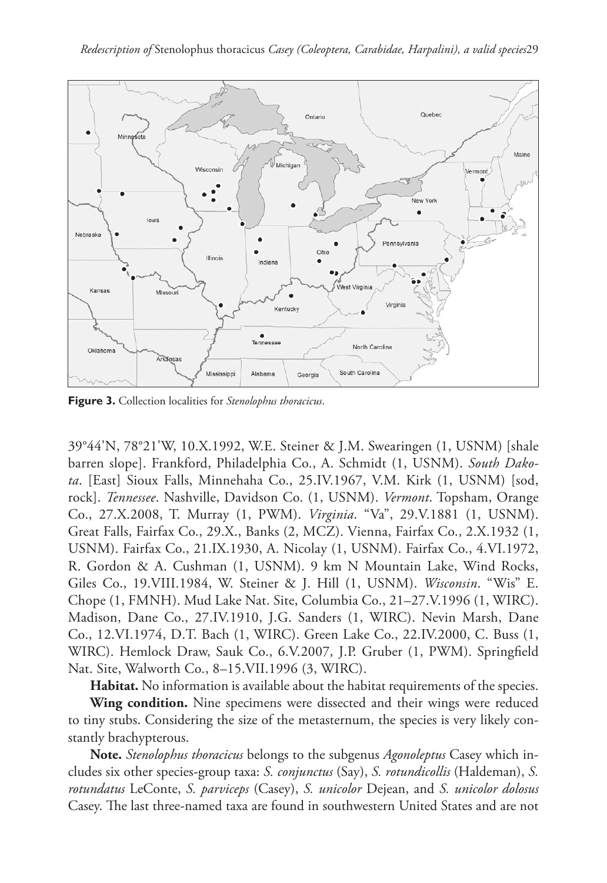**Figure 3.** Collection localities for *Stenolophus thoracicus*.

39°44'N, 78°21'W, 10.X.1992, W.E. Steiner & J.M. Swearingen (1, USNM) [shale barren slope]. Frankford, Philadelphia Co., A. Schmidt (1, USNM). *South Dakota*. [East] Sioux Falls, Minnehaha Co., 25.IV.1967, V.M. Kirk (1, USNM) [sod, rock]. *Tennessee*. Nashville, Davidson Co. (1, USNM). *Vermont*. Topsham, Orange Co., 27.X.2008, T. Murray (1, PWM). *Virginia*. "Va", 29.V.1881 (1, USNM). Great Falls, Fairfax Co., 29.X., Banks (2, MCZ). Vienna, Fairfax Co., 2.X.1932 (1, USNM). Fairfax Co., 21.IX.1930, A. Nicolay (1, USNM). Fairfax Co., 4.VI.1972, R. Gordon & A. Cushman (1, USNM). 9 km N Mountain Lake, Wind Rocks, Giles Co., 19.VIII.1984, W. Steiner & J. Hill (1, USNM). *Wisconsin*. "Wis" E. Chope (1, FMNH). Mud Lake Nat. Site, Columbia Co., 21–27.V.1996 (1, WIRC). Madison, Dane Co., 27.IV.1910, J.G. Sanders (1, WIRC). Nevin Marsh, Dane Co., 12.VI.1974, D.T. Bach (1, WIRC). Green Lake Co., 22.IV.2000, C. Buss (1, WIRC). Hemlock Draw, Sauk Co., 6.V.2007, J.P. Gruber (1, PWM). Springfield Nat. Site, Walworth Co., 8–15.VII.1996 (3, WIRC).

**Habitat.** No information is available about the habitat requirements of the species.

**Wing condition.** Nine specimens were dissected and their wings were reduced to tiny stubs. Considering the size of the metasternum, the species is very likely constantly brachypterous.

**Note.** *Stenolophus thoracicus* belongs to the subgenus *Agonoleptus* Casey which includes six other species-group taxa: *S. conjunctus* (Say), *S. rotundicollis* (Haldeman), *S. rotundatus* LeConte, *S. parviceps* (Casey), *S. unicolor* Dejean, and *S. unicolor dolosus* Casey. The last three-named taxa are found in southwestern United States and are not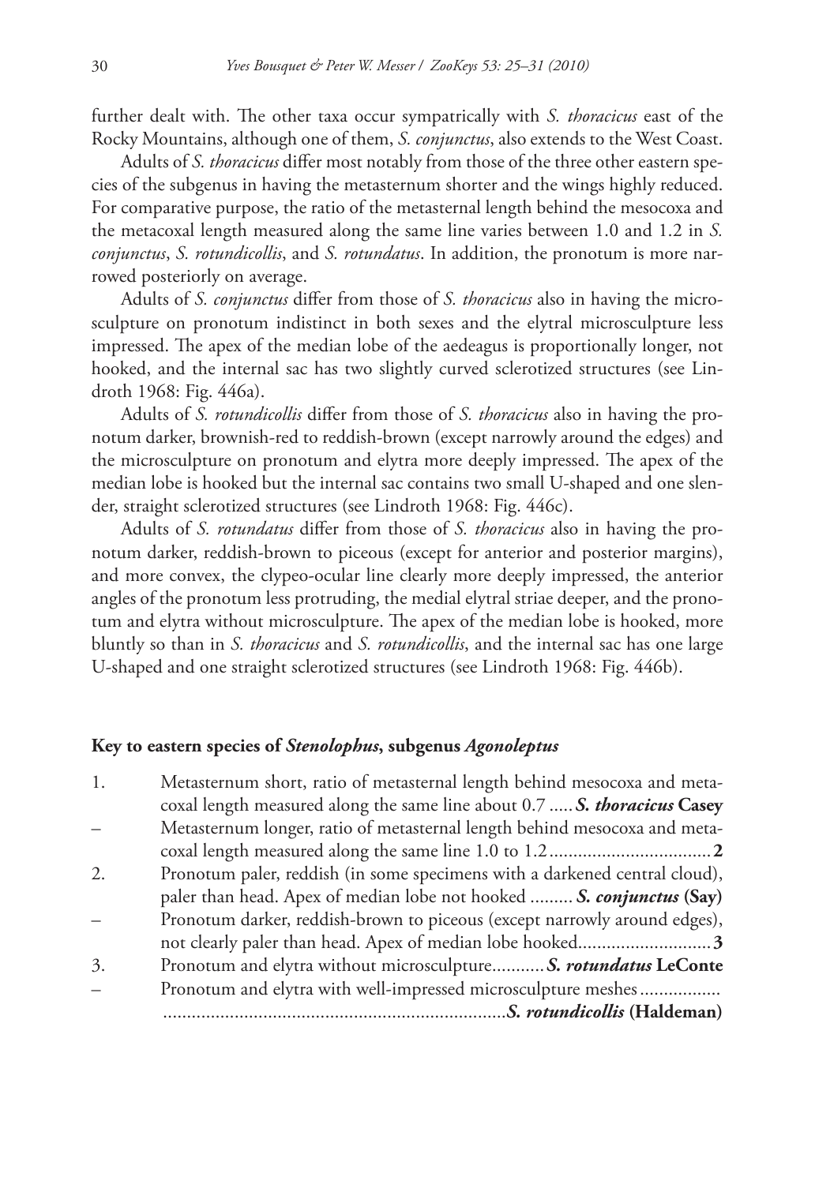further dealt with. The other taxa occur sympatrically with *S. thoracicus* east of the Rocky Mountains, although one of them, *S. conjunctus*, also extends to the West Coast.

Adults of *S. thoracicus* differ most notably from those of the three other eastern species of the subgenus in having the metasternum shorter and the wings highly reduced. For comparative purpose, the ratio of the metasternal length behind the mesocoxa and the metacoxal length measured along the same line varies between 1.0 and 1.2 in *S. conjunctus*, *S. rotundicollis*, and *S. rotundatus*. In addition, the pronotum is more narrowed posteriorly on average.

Adults of *S. conjunctus* differ from those of *S. thoracicus* also in having the microsculpture on pronotum indistinct in both sexes and the elytral microsculpture less impressed. The apex of the median lobe of the aedeagus is proportionally longer, not hooked, and the internal sac has two slightly curved sclerotized structures (see Lindroth 1968: Fig. 446a).

Adults of *S. rotundicollis* differ from those of *S. thoracicus* also in having the pronotum darker, brownish-red to reddish-brown (except narrowly around the edges) and the microsculpture on pronotum and elytra more deeply impressed. The apex of the median lobe is hooked but the internal sac contains two small U-shaped and one slender, straight sclerotized structures (see Lindroth 1968: Fig. 446c).

Adults of *S. rotundatus* differ from those of *S. thoracicus* also in having the pronotum darker, reddish-brown to piceous (except for anterior and posterior margins), and more convex, the clypeo-ocular line clearly more deeply impressed, the anterior angles of the pronotum less protruding, the medial elytral striae deeper, and the pronotum and elytra without microsculpture. The apex of the median lobe is hooked, more bluntly so than in *S. thoracicus* and *S. rotundicollis*, and the internal sac has one large U-shaped and one straight sclerotized structures (see Lindroth 1968: Fig. 446b).

## Key to eastern species of *Stenolophus*, subgenus *Agonoleptus*

1. Metasternum short, ratio of metasternal length behind mesocoxa and metacoxal length measured along the same line about 0.7 ..... ***S. thoracicus* Casey**
– Metasternum longer, ratio of metasternal length behind mesocoxa and metacoxal length measured along the same line 1.0 to 1.2 .................................. **2**
2. Pronotum paler, reddish (in some specimens with a darkened central cloud), paler than head. Apex of median lobe not hooked ......... ***S. conjunctus* (Say)**
– Pronotum darker, reddish-brown to piceous (except narrowly around edges), not clearly paler than head. Apex of median lobe hooked............................ **3**
3. Pronotum and elytra without microsculpture........... ***S. rotundatus* LeConte**
– Pronotum and elytra with well-impressed microsculpture meshes ................. ........................................................................ ***S. rotundicollis* (Haldeman)**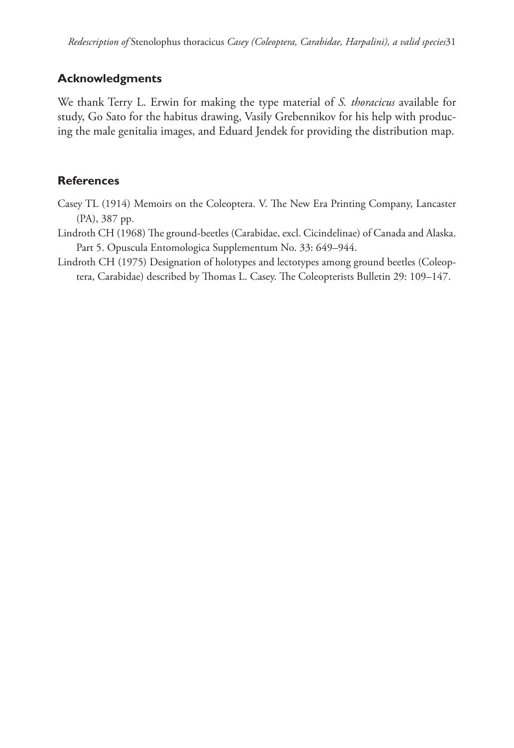## Acknowledgments

We thank Terry L. Erwin for making the type material of *S. thoracicus* available for study, Go Sato for the habitus drawing, Vasily Grebennikov for his help with producing the male genitalia images, and Eduard Jendek for providing the distribution map.

## References

Casey TL (1914) Memoirs on the Coleoptera. V. The New Era Printing Company, Lancaster (PA), 387 pp.

Lindroth CH (1968) The ground-beetles (Carabidae, excl. Cicindelinae) of Canada and Alaska. Part 5. Opuscula Entomologica Supplementum No. 33: 649–944.

Lindroth CH (1975) Designation of holotypes and lectotypes among ground beetles (Coleoptera, Carabidae) described by Thomas L. Casey. The Coleopterists Bulletin 29: 109–147.